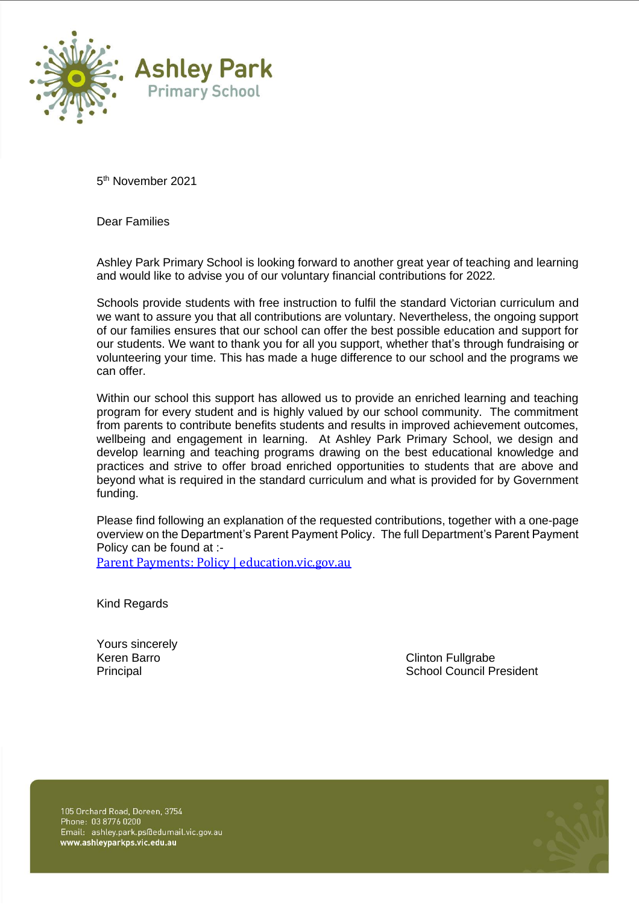# Ashley Park
## Primary School

5th November 2021

Dear Families

Ashley Park Primary School is looking forward to another great year of teaching and learning and would like to advise you of our voluntary financial contributions for 2022.

Schools provide students with free instruction to fulfil the standard Victorian curriculum and we want to assure you that all contributions are voluntary. Nevertheless, the ongoing support of our families ensures that our school can offer the best possible education and support for our students. We want to thank you for all you support, whether that's through fundraising or volunteering your time. This has made a huge difference to our school and the programs we can offer.

Within our school this support has allowed us to provide an enriched learning and teaching program for every student and is highly valued by our school community. The commitment from parents to contribute benefits students and results in improved achievement outcomes, wellbeing and engagement in learning. At Ashley Park Primary School, we design and develop learning and teaching programs drawing on the best educational knowledge and practices and strive to offer broad enriched opportunities to students that are above and beyond what is required in the standard curriculum and what is provided for by Government funding.

Please find following an explanation of the requested contributions, together with a one-page overview on the Department's Parent Payment Policy. The full Department's Parent Payment Policy can be found at :-
[Parent Payments: Policy | education.vic.gov.au]

Kind Regards

Yours sincerely
Keren Barro
Principal

Clinton Fullgrabe
School Council President

105 Orchard Road, Doreen, 3754
Phone: 03 8776 0200
Email: ashley.park.ps@edumail.vic.gov.au
**www.ashleyparkps.vic.edu.au**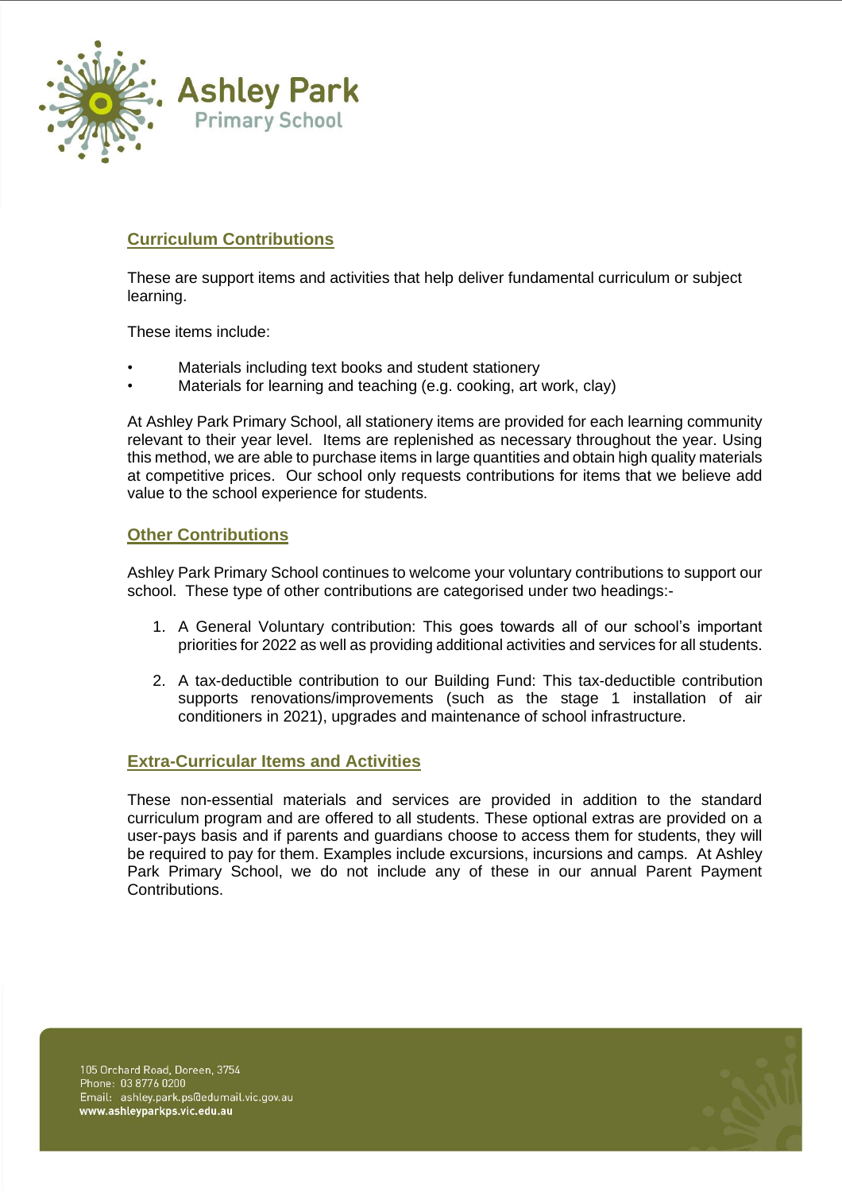## Curriculum Contributions

These are support items and activities that help deliver fundamental curriculum or subject learning.

These items include:

- Materials including text books and student stationery
- Materials for learning and teaching (e.g. cooking, art work, clay)

At Ashley Park Primary School, all stationery items are provided for each learning community relevant to their year level. Items are replenished as necessary throughout the year. Using this method, we are able to purchase items in large quantities and obtain high quality materials at competitive prices. Our school only requests contributions for items that we believe add value to the school experience for students.

## Other Contributions

Ashley Park Primary School continues to welcome your voluntary contributions to support our school. These type of other contributions are categorised under two headings:-

1. A General Voluntary contribution: This goes towards all of our school's important priorities for 2022 as well as providing additional activities and services for all students.

2. A tax-deductible contribution to our Building Fund: This tax-deductible contribution supports renovations/improvements (such as the stage 1 installation of air conditioners in 2021), upgrades and maintenance of school infrastructure.

## Extra-Curricular Items and Activities

These non-essential materials and services are provided in addition to the standard curriculum program and are offered to all students. These optional extras are provided on a user-pays basis and if parents and guardians choose to access them for students, they will be required to pay for them. Examples include excursions, incursions and camps. At Ashley Park Primary School, we do not include any of these in our annual Parent Payment Contributions.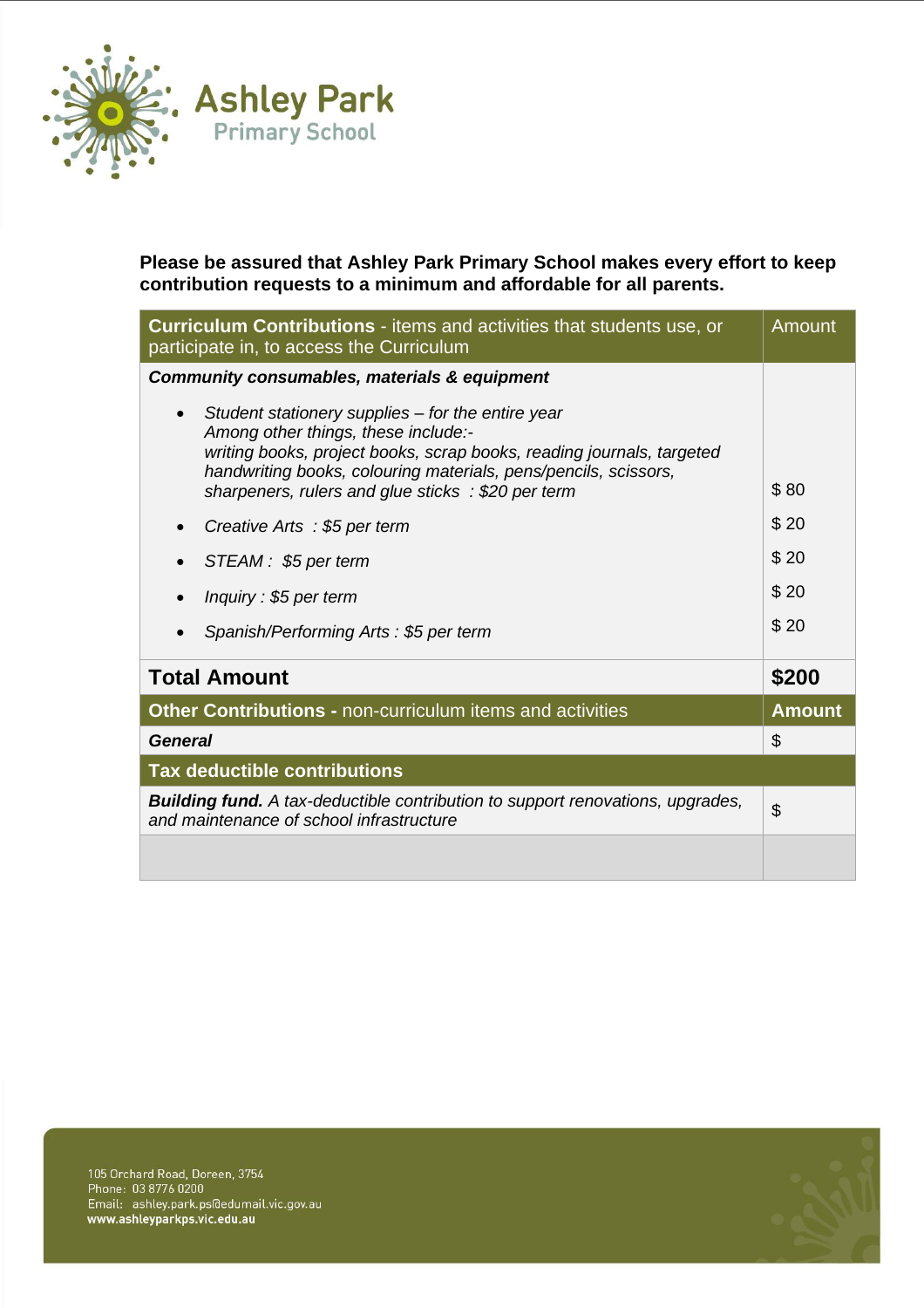# Ashley Park
## Primary School

**Please be assured that Ashley Park Primary School makes every effort to keep contribution requests to a minimum and affordable for all parents.**

| **Curriculum Contributions** - items and activities that students use, or participate in, to access the Curriculum | Amount |
|---|---|
| ***Community consumables, materials & equipment*** | |
| • *Student stationery supplies – for the entire year Among other things, these include:- writing books, project books, scrap books, reading journals, targeted handwriting books, colouring materials, pens/pencils, scissors, sharpeners, rulers and glue sticks : $20 per term* | $ 80 |
| • *Creative Arts : $5 per term* | $ 20 |
| • *STEAM : $5 per term* | $ 20 |
| • *Inquiry : $5 per term* | $ 20 |
| • *Spanish/Performing Arts : $5 per term* | $ 20 |
| **Total Amount** | **$200** |
| **Other Contributions -** non-curriculum items and activities | **Amount** |
| ***General*** | $ |
| **Tax deductible contributions** | |
| ***Building fund.*** *A tax-deductible contribution to support renovations, upgrades, and maintenance of school infrastructure* | $ |
| | |

105 Orchard Road, Doreen, 3754
Phone: 03 8776 0200
Email: ashley.park.ps@edumail.vic.gov.au
**www.ashleyparkps.vic.edu.au**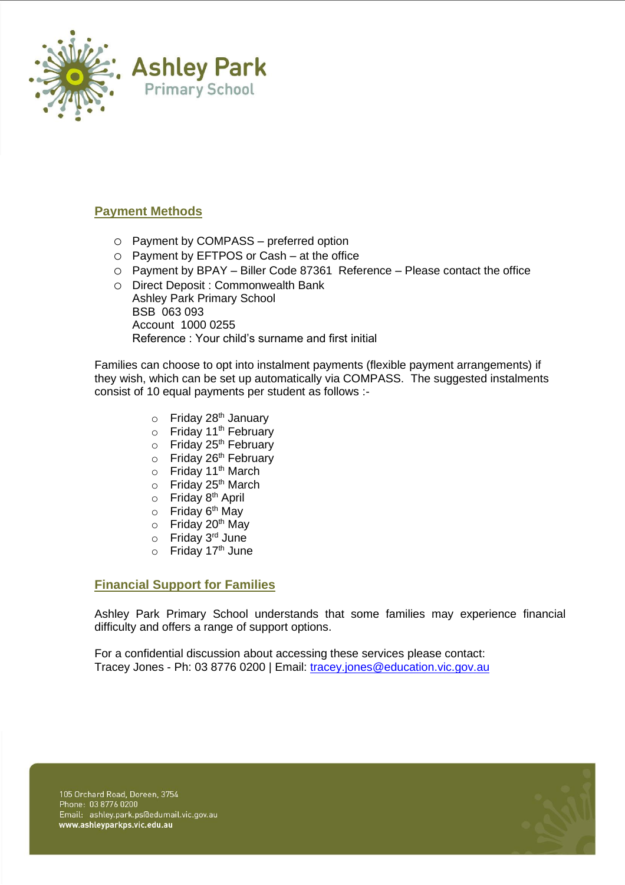## Payment Methods

- Payment by COMPASS – preferred option
- Payment by EFTPOS or Cash – at the office
- Payment by BPAY – Biller Code 87361 Reference – Please contact the office
- Direct Deposit : Commonwealth Bank
  Ashley Park Primary School
  BSB 063 093
  Account 1000 0255
  Reference : Your child's surname and first initial

Families can choose to opt into instalment payments (flexible payment arrangements) if they wish, which can be set up automatically via COMPASS. The suggested instalments consist of 10 equal payments per student as follows :-

- Friday 28th January
- Friday 11th February
- Friday 25th February
- Friday 26th February
- Friday 11th March
- Friday 25th March
- Friday 8th April
- Friday 6th May
- Friday 20th May
- Friday 3rd June
- Friday 17th June

## Financial Support for Families

Ashley Park Primary School understands that some families may experience financial difficulty and offers a range of support options.

For a confidential discussion about accessing these services please contact:
Tracey Jones - Ph: 03 8776 0200 | Email: tracey.jones@education.vic.gov.au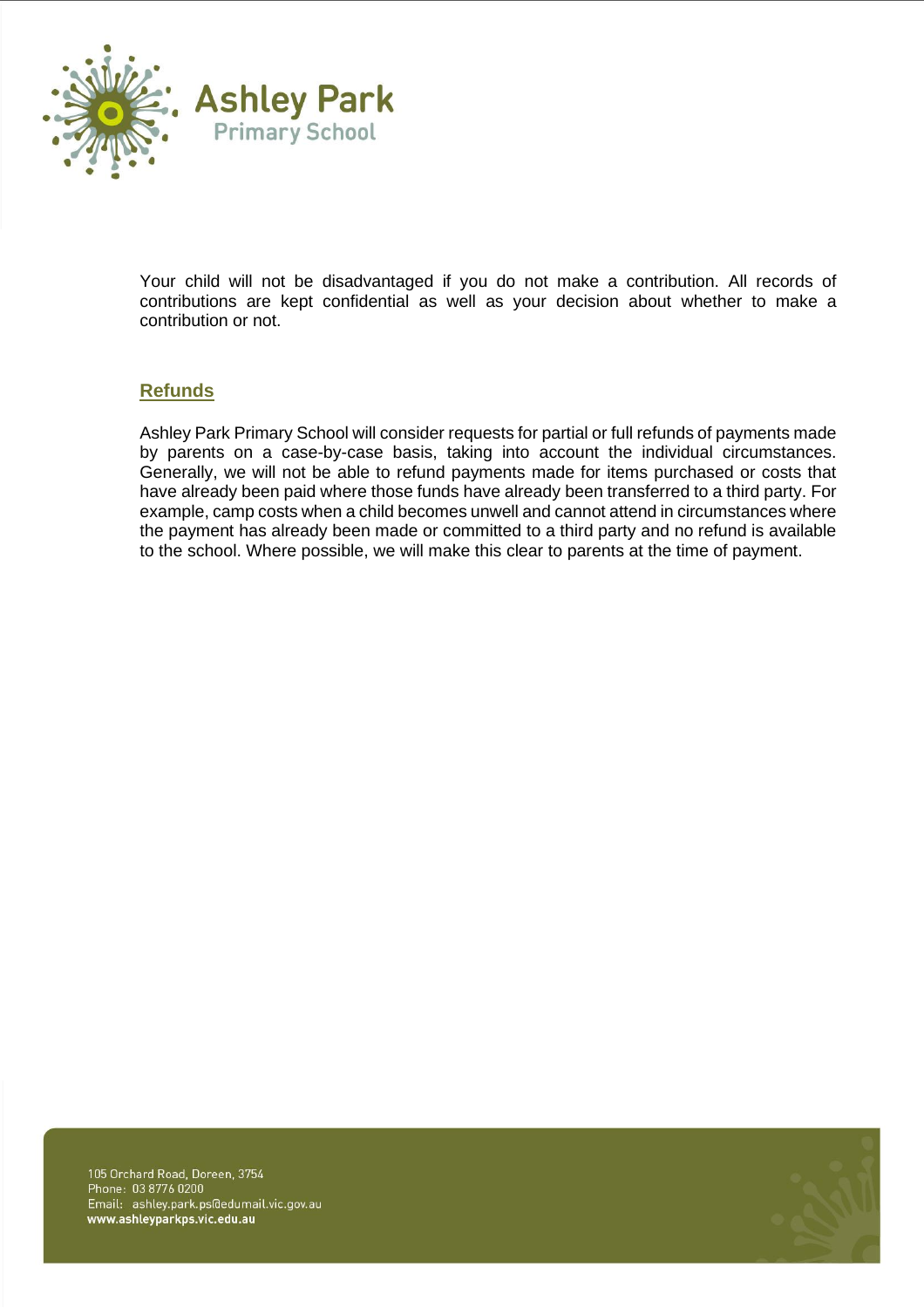Your child will not be disadvantaged if you do not make a contribution. All records of contributions are kept confidential as well as your decision about whether to make a contribution or not.

## Refunds

Ashley Park Primary School will consider requests for partial or full refunds of payments made by parents on a case-by-case basis, taking into account the individual circumstances. Generally, we will not be able to refund payments made for items purchased or costs that have already been paid where those funds have already been transferred to a third party. For example, camp costs when a child becomes unwell and cannot attend in circumstances where the payment has already been made or committed to a third party and no refund is available to the school. Where possible, we will make this clear to parents at the time of payment.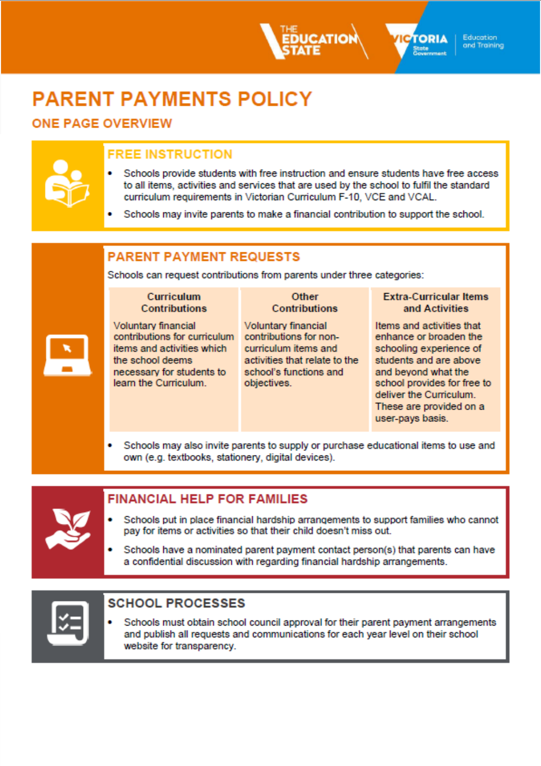# PARENT PAYMENTS POLICY

## ONE PAGE OVERVIEW

### FREE INSTRUCTION

- Schools provide students with free instruction and ensure students have free access to all items, activities and services that are used by the school to fulfil the standard curriculum requirements in Victorian Curriculum F-10, VCE and VCAL.
- Schools may invite parents to make a financial contribution to support the school.

### PARENT PAYMENT REQUESTS

Schools can request contributions from parents under three categories:

| Curriculum Contributions | Other Contributions | Extra-Curricular Items and Activities |
|---|---|---|
| Voluntary financial contributions for curriculum items and activities which the school deems necessary for students to learn the Curriculum. | Voluntary financial contributions for non-curriculum items and activities that relate to the school's functions and objectives. | Items and activities that enhance or broaden the schooling experience of students and are above and beyond what the school provides for free to deliver the Curriculum. These are provided on a user-pays basis. |

- Schools may also invite parents to supply or purchase educational items to use and own (e.g. textbooks, stationery, digital devices).

### FINANCIAL HELP FOR FAMILIES

- Schools put in place financial hardship arrangements to support families who cannot pay for items or activities so that their child doesn't miss out.
- Schools have a nominated parent payment contact person(s) that parents can have a confidential discussion with regarding financial hardship arrangements.

### SCHOOL PROCESSES

- Schools must obtain school council approval for their parent payment arrangements and publish all requests and communications for each year level on their school website for transparency.